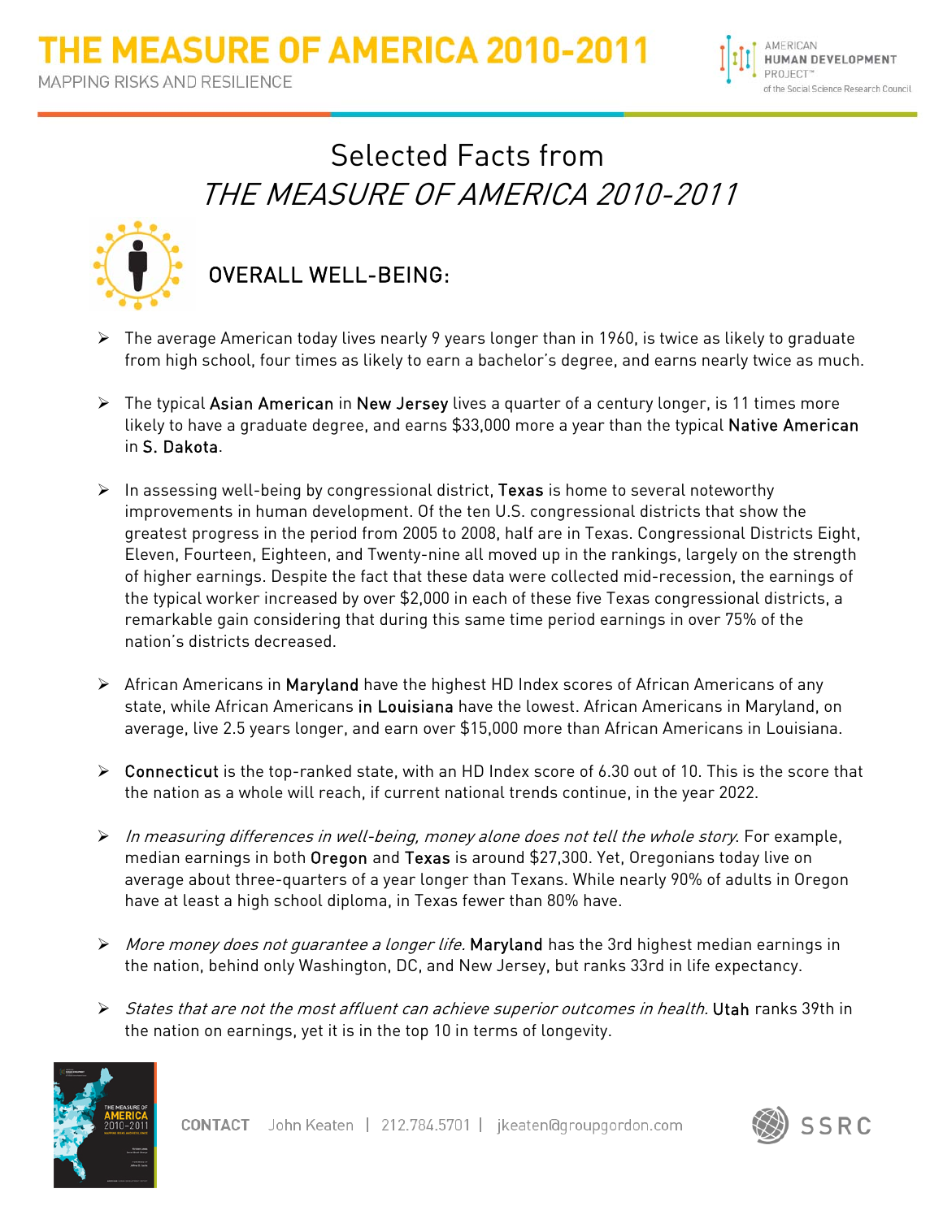# THE MEASURE OF AMERICA 2010-2011

MAPPING RISKS AND RESILIENCE

AMERICAN HUMAN DEVELOPMENT PROJECT™ of the Social Science Research Council

## Selected Facts from *THE MEASURE OF AMERICA 2010-2011*

### OVERALL WELL-BEING:

- The average American today lives nearly 9 years longer than in 1960, is twice as likely to graduate from high school, four times as likely to earn a bachelor's degree, and earns nearly twice as much.

- The typical Asian American in New Jersey lives a quarter of a century longer, is 11 times more likely to have a graduate degree, and earns $33,000 more a year than the typical Native American in S. Dakota.

- In assessing well-being by congressional district, Texas is home to several noteworthy improvements in human development. Of the ten U.S. congressional districts that show the greatest progress in the period from 2005 to 2008, half are in Texas. Congressional Districts Eight, Eleven, Fourteen, Eighteen, and Twenty-nine all moved up in the rankings, largely on the strength of higher earnings. Despite the fact that these data were collected mid-recession, the earnings of the typical worker increased by over $2,000 in each of these five Texas congressional districts, a remarkable gain considering that during this same time period earnings in over 75% of the nation's districts decreased.

- African Americans in Maryland have the highest HD Index scores of African Americans of any state, while African Americans in Louisiana have the lowest. African Americans in Maryland, on average, live 2.5 years longer, and earn over $15,000 more than African Americans in Louisiana.

- Connecticut is the top-ranked state, with an HD Index score of 6.30 out of 10. This is the score that the nation as a whole will reach, if current national trends continue, in the year 2022.

- *In measuring differences in well-being, money alone does not tell the whole story.* For example, median earnings in both Oregon and Texas is around $27,300. Yet, Oregonians today live on average about three-quarters of a year longer than Texans. While nearly 90% of adults in Oregon have at least a high school diploma, in Texas fewer than 80% have.

- *More money does not guarantee a longer life.* Maryland has the 3rd highest median earnings in the nation, behind only Washington, DC, and New Jersey, but ranks 33rd in life expectancy.

- *States that are not the most affluent can achieve superior outcomes in health.* Utah ranks 39th in the nation on earnings, yet it is in the top 10 in terms of longevity.

CONTACT John Keaten | 212.784.5701 | jkeaten@groupgordon.com

SSRC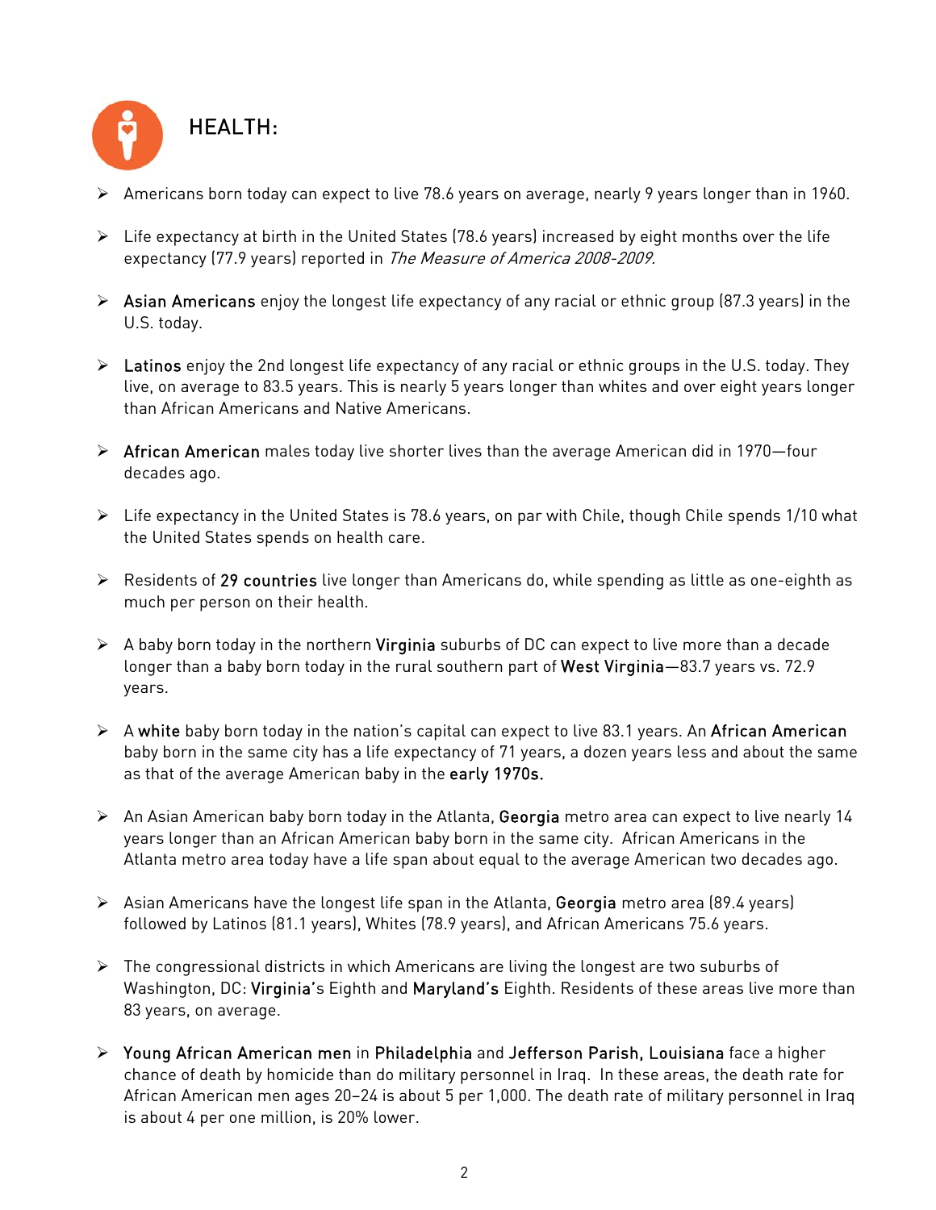## HEALTH:

- Americans born today can expect to live 78.6 years on average, nearly 9 years longer than in 1960.
- Life expectancy at birth in the United States (78.6 years) increased by eight months over the life expectancy (77.9 years) reported in *The Measure of America 2008-2009.*
- **Asian Americans** enjoy the longest life expectancy of any racial or ethnic group (87.3 years) in the U.S. today.
- **Latinos** enjoy the 2nd longest life expectancy of any racial or ethnic groups in the U.S. today. They live, on average to 83.5 years. This is nearly 5 years longer than whites and over eight years longer than African Americans and Native Americans.
- **African American** males today live shorter lives than the average American did in 1970—four decades ago.
- Life expectancy in the United States is 78.6 years, on par with Chile, though Chile spends 1/10 what the United States spends on health care.
- Residents of **29 countries** live longer than Americans do, while spending as little as one-eighth as much per person on their health.
- A baby born today in the northern **Virginia** suburbs of DC can expect to live more than a decade longer than a baby born today in the rural southern part of **West Virginia**—83.7 years vs. 72.9 years.
- A **white** baby born today in the nation's capital can expect to live 83.1 years. An **African American** baby born in the same city has a life expectancy of 71 years, a dozen years less and about the same as that of the average American baby in the **early 1970s.**
- An Asian American baby born today in the Atlanta, **Georgia** metro area can expect to live nearly 14 years longer than an African American baby born in the same city. African Americans in the Atlanta metro area today have a life span about equal to the average American two decades ago.
- Asian Americans have the longest life span in the Atlanta, **Georgia** metro area (89.4 years) followed by Latinos (81.1 years), Whites (78.9 years), and African Americans 75.6 years.
- The congressional districts in which Americans are living the longest are two suburbs of Washington, DC: **Virginia**'s Eighth and **Maryland's** Eighth. Residents of these areas live more than 83 years, on average.
- **Young African American men** in **Philadelphia** and **Jefferson Parish, Louisiana** face a higher chance of death by homicide than do military personnel in Iraq. In these areas, the death rate for African American men ages 20–24 is about 5 per 1,000. The death rate of military personnel in Iraq is about 4 per one million, is 20% lower.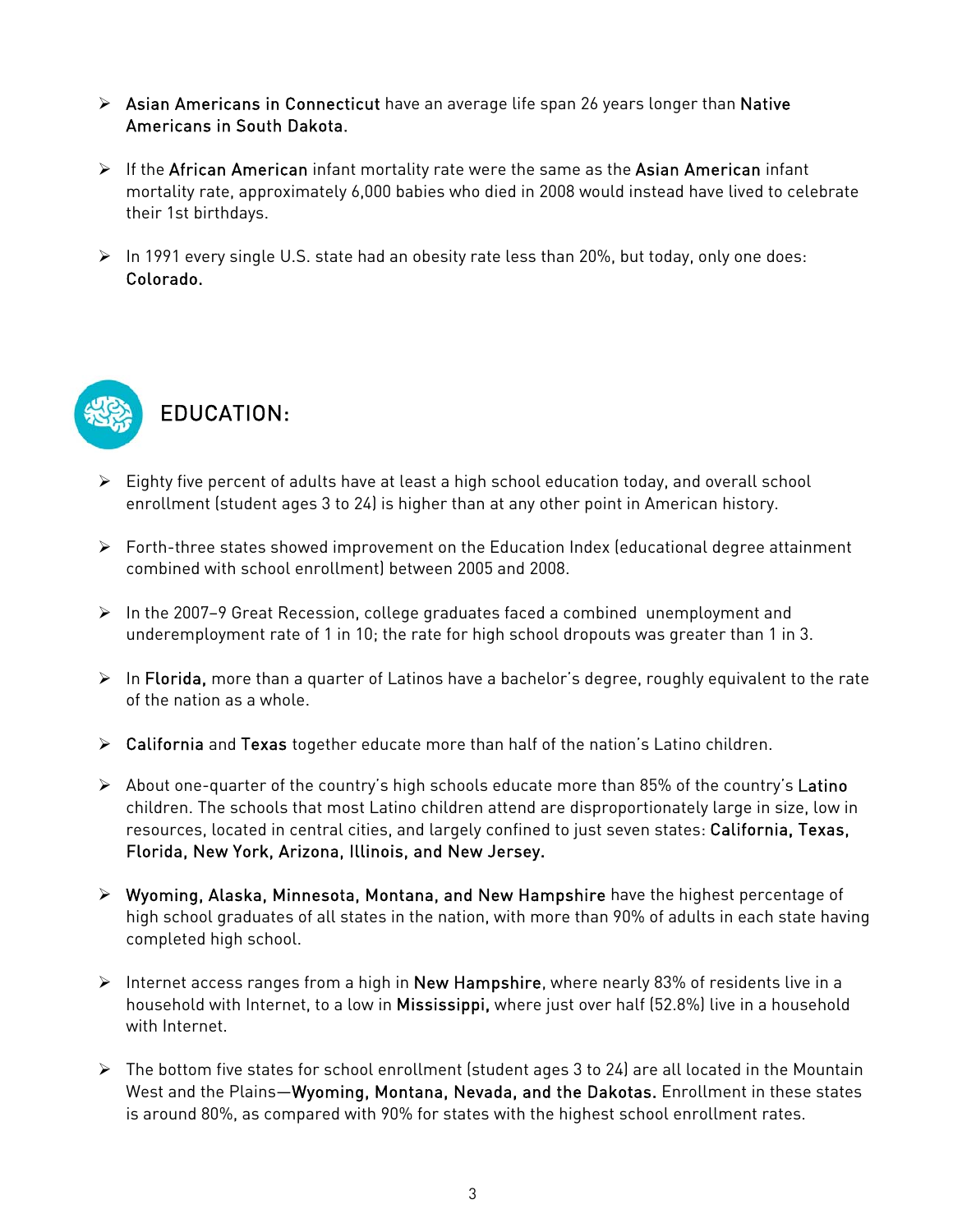- Asian Americans in Connecticut have an average life span 26 years longer than Native Americans in South Dakota.
- If the African American infant mortality rate were the same as the Asian American infant mortality rate, approximately 6,000 babies who died in 2008 would instead have lived to celebrate their 1st birthdays.
- In 1991 every single U.S. state had an obesity rate less than 20%, but today, only one does: Colorado.

## EDUCATION:

- Eighty five percent of adults have at least a high school education today, and overall school enrollment (student ages 3 to 24) is higher than at any other point in American history.
- Forth-three states showed improvement on the Education Index (educational degree attainment combined with school enrollment) between 2005 and 2008.
- In the 2007–9 Great Recession, college graduates faced a combined unemployment and underemployment rate of 1 in 10; the rate for high school dropouts was greater than 1 in 3.
- In Florida, more than a quarter of Latinos have a bachelor's degree, roughly equivalent to the rate of the nation as a whole.
- California and Texas together educate more than half of the nation's Latino children.
- About one-quarter of the country's high schools educate more than 85% of the country's Latino children. The schools that most Latino children attend are disproportionately large in size, low in resources, located in central cities, and largely confined to just seven states: California, Texas, Florida, New York, Arizona, Illinois, and New Jersey.
- Wyoming, Alaska, Minnesota, Montana, and New Hampshire have the highest percentage of high school graduates of all states in the nation, with more than 90% of adults in each state having completed high school.
- Internet access ranges from a high in New Hampshire, where nearly 83% of residents live in a household with Internet, to a low in Mississippi, where just over half (52.8%) live in a household with Internet.
- The bottom five states for school enrollment (student ages 3 to 24) are all located in the Mountain West and the Plains—Wyoming, Montana, Nevada, and the Dakotas. Enrollment in these states is around 80%, as compared with 90% for states with the highest school enrollment rates.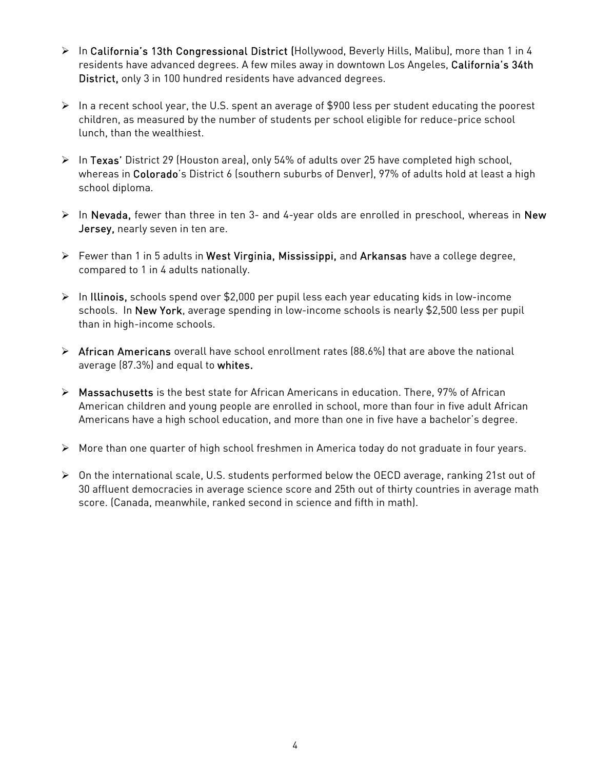- In **California's 13th Congressional District** (Hollywood, Beverly Hills, Malibu), more than 1 in 4 residents have advanced degrees. A few miles away in downtown Los Angeles, **California's 34th District,** only 3 in 100 hundred residents have advanced degrees.

- In a recent school year, the U.S. spent an average of $900 less per student educating the poorest children, as measured by the number of students per school eligible for reduce-price school lunch, than the wealthiest.

- In **Texas'** District 29 (Houston area), only 54% of adults over 25 have completed high school, whereas in **Colorado**'s District 6 (southern suburbs of Denver), 97% of adults hold at least a high school diploma.

- In **Nevada,** fewer than three in ten 3- and 4-year olds are enrolled in preschool, whereas in **New Jersey,** nearly seven in ten are.

- Fewer than 1 in 5 adults in **West Virginia, Mississippi,** and **Arkansas** have a college degree, compared to 1 in 4 adults nationally.

- In **Illinois,** schools spend over $2,000 per pupil less each year educating kids in low-income schools. In **New York**, average spending in low-income schools is nearly $2,500 less per pupil than in high-income schools.

- **African Americans** overall have school enrollment rates (88.6%) that are above the national average (87.3%) and equal to **whites.**

- **Massachusetts** is the best state for African Americans in education. There, 97% of African American children and young people are enrolled in school, more than four in five adult African Americans have a high school education, and more than one in five have a bachelor's degree.

- More than one quarter of high school freshmen in America today do not graduate in four years.

- On the international scale, U.S. students performed below the OECD average, ranking 21st out of 30 affluent democracies in average science score and 25th out of thirty countries in average math score. (Canada, meanwhile, ranked second in science and fifth in math).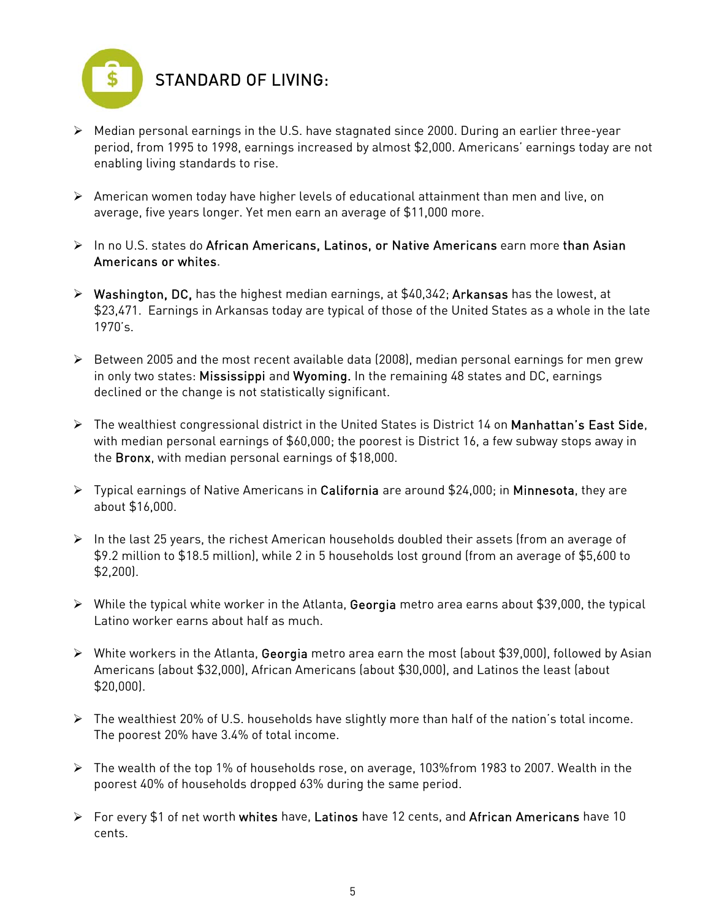## STANDARD OF LIVING:

- Median personal earnings in the U.S. have stagnated since 2000. During an earlier three-year period, from 1995 to 1998, earnings increased by almost $2,000. Americans' earnings today are not enabling living standards to rise.

- American women today have higher levels of educational attainment than men and live, on average, five years longer. Yet men earn an average of $11,000 more.

- In no U.S. states do African Americans, Latinos, or Native Americans earn more than Asian Americans or whites.

- Washington, DC, has the highest median earnings, at $40,342; Arkansas has the lowest, at $23,471. Earnings in Arkansas today are typical of those of the United States as a whole in the late 1970's.

- Between 2005 and the most recent available data (2008), median personal earnings for men grew in only two states: Mississippi and Wyoming. In the remaining 48 states and DC, earnings declined or the change is not statistically significant.

- The wealthiest congressional district in the United States is District 14 on Manhattan's East Side, with median personal earnings of $60,000; the poorest is District 16, a few subway stops away in the Bronx, with median personal earnings of $18,000.

- Typical earnings of Native Americans in California are around $24,000; in Minnesota, they are about $16,000.

- In the last 25 years, the richest American households doubled their assets (from an average of $9.2 million to $18.5 million), while 2 in 5 households lost ground (from an average of $5,600 to $2,200).

- While the typical white worker in the Atlanta, Georgia metro area earns about $39,000, the typical Latino worker earns about half as much.

- White workers in the Atlanta, Georgia metro area earn the most (about $39,000), followed by Asian Americans (about $32,000), African Americans (about $30,000), and Latinos the least (about $20,000).

- The wealthiest 20% of U.S. households have slightly more than half of the nation's total income. The poorest 20% have 3.4% of total income.

- The wealth of the top 1% of households rose, on average, 103%from 1983 to 2007. Wealth in the poorest 40% of households dropped 63% during the same period.

- For every $1 of net worth whites have, Latinos have 12 cents, and African Americans have 10 cents.